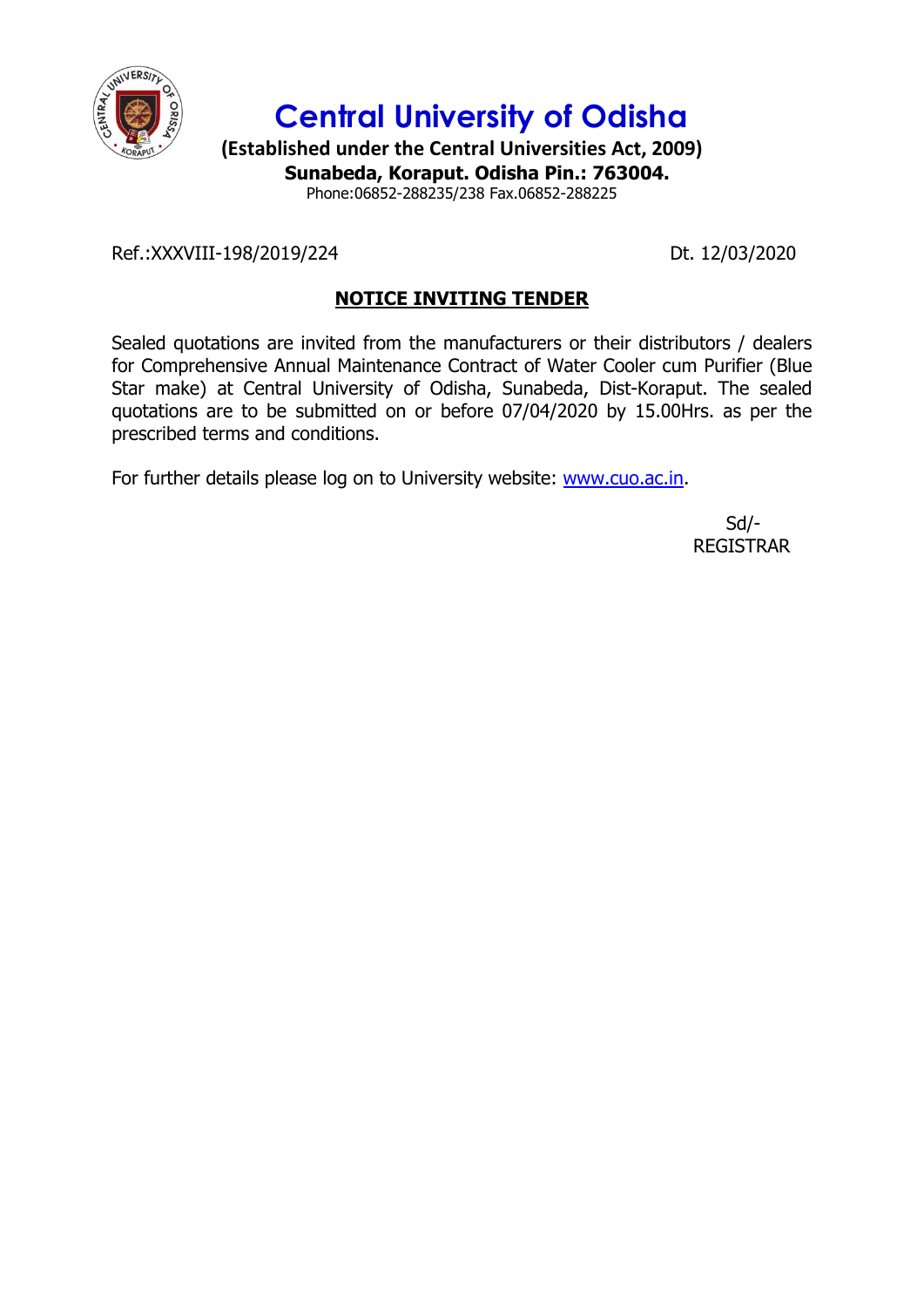# Central University of Odisha

**(Established under the Central Universities Act, 2009)**
**Sunabeda, Koraput. Odisha Pin.: 763004.**
Phone:06852-288235/238 Fax.06852-288225

Ref.:XXXVIII-198/2019/224 Dt. 12/03/2020

## NOTICE INVITING TENDER

Sealed quotations are invited from the manufacturers or their distributors / dealers for Comprehensive Annual Maintenance Contract of Water Cooler cum Purifier (Blue Star make) at Central University of Odisha, Sunabeda, Dist-Koraput. The sealed quotations are to be submitted on or before 07/04/2020 by 15.00Hrs. as per the prescribed terms and conditions.

For further details please log on to University website: www.cuo.ac.in.

Sd/-
REGISTRAR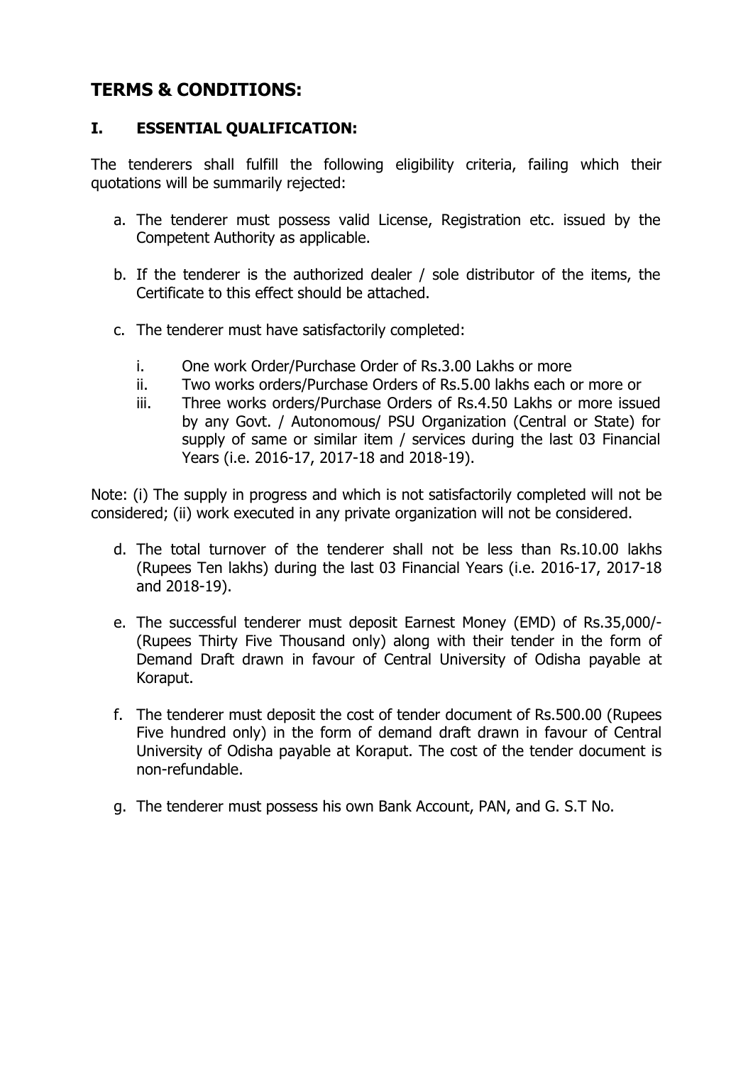## TERMS & CONDITIONS:

### I. ESSENTIAL QUALIFICATION:

The tenderers shall fulfill the following eligibility criteria, failing which their quotations will be summarily rejected:

a. The tenderer must possess valid License, Registration etc. issued by the Competent Authority as applicable.

b. If the tenderer is the authorized dealer / sole distributor of the items, the Certificate to this effect should be attached.

c. The tenderer must have satisfactorily completed:

   i. One work Order/Purchase Order of Rs.3.00 Lakhs or more
   ii. Two works orders/Purchase Orders of Rs.5.00 lakhs each or more or
   iii. Three works orders/Purchase Orders of Rs.4.50 Lakhs or more issued by any Govt. / Autonomous/ PSU Organization (Central or State) for supply of same or similar item / services during the last 03 Financial Years (i.e. 2016-17, 2017-18 and 2018-19).

Note: (i) The supply in progress and which is not satisfactorily completed will not be considered; (ii) work executed in any private organization will not be considered.

d. The total turnover of the tenderer shall not be less than Rs.10.00 lakhs (Rupees Ten lakhs) during the last 03 Financial Years (i.e. 2016-17, 2017-18 and 2018-19).

e. The successful tenderer must deposit Earnest Money (EMD) of Rs.35,000/- (Rupees Thirty Five Thousand only) along with their tender in the form of Demand Draft drawn in favour of Central University of Odisha payable at Koraput.

f. The tenderer must deposit the cost of tender document of Rs.500.00 (Rupees Five hundred only) in the form of demand draft drawn in favour of Central University of Odisha payable at Koraput. The cost of the tender document is non-refundable.

g. The tenderer must possess his own Bank Account, PAN, and G. S.T No.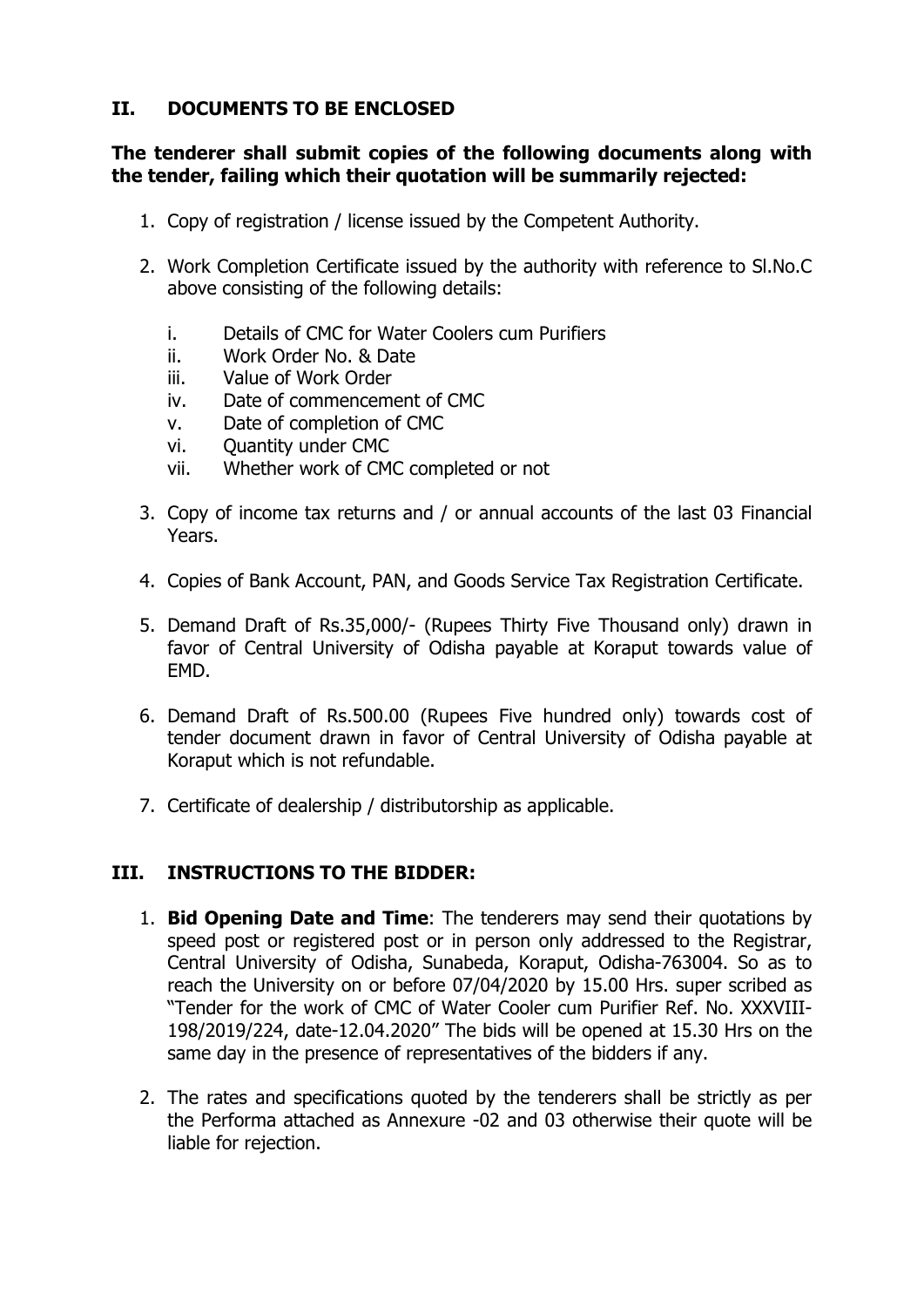## II. DOCUMENTS TO BE ENCLOSED

**The tenderer shall submit copies of the following documents along with the tender, failing which their quotation will be summarily rejected:**

1. Copy of registration / license issued by the Competent Authority.

2. Work Completion Certificate issued by the authority with reference to Sl.No.C above consisting of the following details:

   i. Details of CMC for Water Coolers cum Purifiers
   ii. Work Order No. & Date
   iii. Value of Work Order
   iv. Date of commencement of CMC
   v. Date of completion of CMC
   vi. Quantity under CMC
   vii. Whether work of CMC completed or not

3. Copy of income tax returns and / or annual accounts of the last 03 Financial Years.

4. Copies of Bank Account, PAN, and Goods Service Tax Registration Certificate.

5. Demand Draft of Rs.35,000/- (Rupees Thirty Five Thousand only) drawn in favor of Central University of Odisha payable at Koraput towards value of EMD.

6. Demand Draft of Rs.500.00 (Rupees Five hundred only) towards cost of tender document drawn in favor of Central University of Odisha payable at Koraput which is not refundable.

7. Certificate of dealership / distributorship as applicable.

## III. INSTRUCTIONS TO THE BIDDER:

1. **Bid Opening Date and Time**: The tenderers may send their quotations by speed post or registered post or in person only addressed to the Registrar, Central University of Odisha, Sunabeda, Koraput, Odisha-763004. So as to reach the University on or before 07/04/2020 by 15.00 Hrs. super scribed as "Tender for the work of CMC of Water Cooler cum Purifier Ref. No. XXXVIII-198/2019/224, date-12.04.2020" The bids will be opened at 15.30 Hrs on the same day in the presence of representatives of the bidders if any.

2. The rates and specifications quoted by the tenderers shall be strictly as per the Performa attached as Annexure -02 and 03 otherwise their quote will be liable for rejection.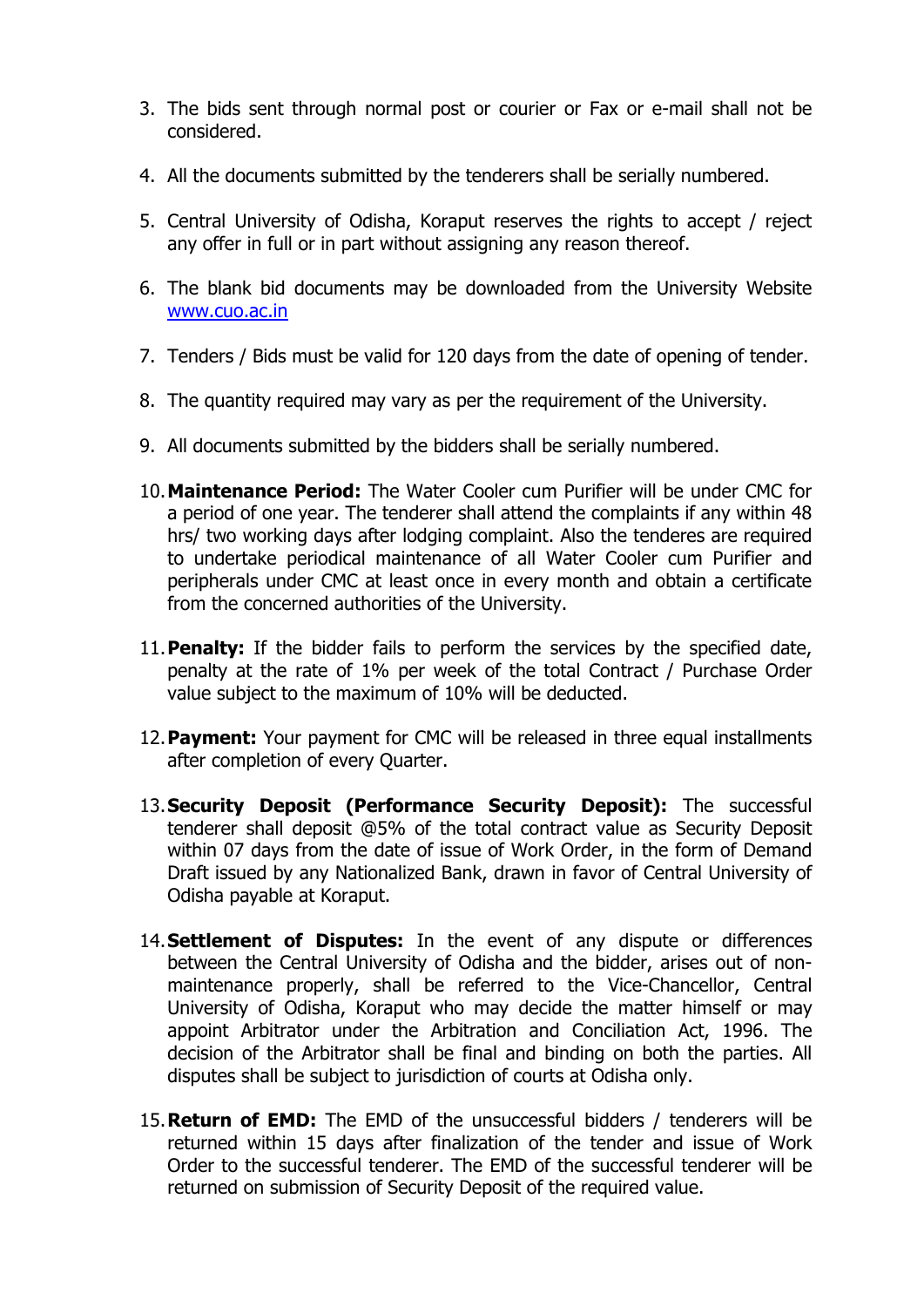3. The bids sent through normal post or courier or Fax or e-mail shall not be considered.

4. All the documents submitted by the tenderers shall be serially numbered.

5. Central University of Odisha, Koraput reserves the rights to accept / reject any offer in full or in part without assigning any reason thereof.

6. The blank bid documents may be downloaded from the University Website www.cuo.ac.in

7. Tenders / Bids must be valid for 120 days from the date of opening of tender.

8. The quantity required may vary as per the requirement of the University.

9. All documents submitted by the bidders shall be serially numbered.

10. **Maintenance Period:** The Water Cooler cum Purifier will be under CMC for a period of one year. The tenderer shall attend the complaints if any within 48 hrs/ two working days after lodging complaint. Also the tenderes are required to undertake periodical maintenance of all Water Cooler cum Purifier and peripherals under CMC at least once in every month and obtain a certificate from the concerned authorities of the University.

11. **Penalty:** If the bidder fails to perform the services by the specified date, penalty at the rate of 1% per week of the total Contract / Purchase Order value subject to the maximum of 10% will be deducted.

12. **Payment:** Your payment for CMC will be released in three equal installments after completion of every Quarter.

13. **Security Deposit (Performance Security Deposit):** The successful tenderer shall deposit @5% of the total contract value as Security Deposit within 07 days from the date of issue of Work Order, in the form of Demand Draft issued by any Nationalized Bank, drawn in favor of Central University of Odisha payable at Koraput.

14. **Settlement of Disputes:** In the event of any dispute or differences between the Central University of Odisha and the bidder, arises out of non-maintenance properly, shall be referred to the Vice-Chancellor, Central University of Odisha, Koraput who may decide the matter himself or may appoint Arbitrator under the Arbitration and Conciliation Act, 1996. The decision of the Arbitrator shall be final and binding on both the parties. All disputes shall be subject to jurisdiction of courts at Odisha only.

15. **Return of EMD:** The EMD of the unsuccessful bidders / tenderers will be returned within 15 days after finalization of the tender and issue of Work Order to the successful tenderer. The EMD of the successful tenderer will be returned on submission of Security Deposit of the required value.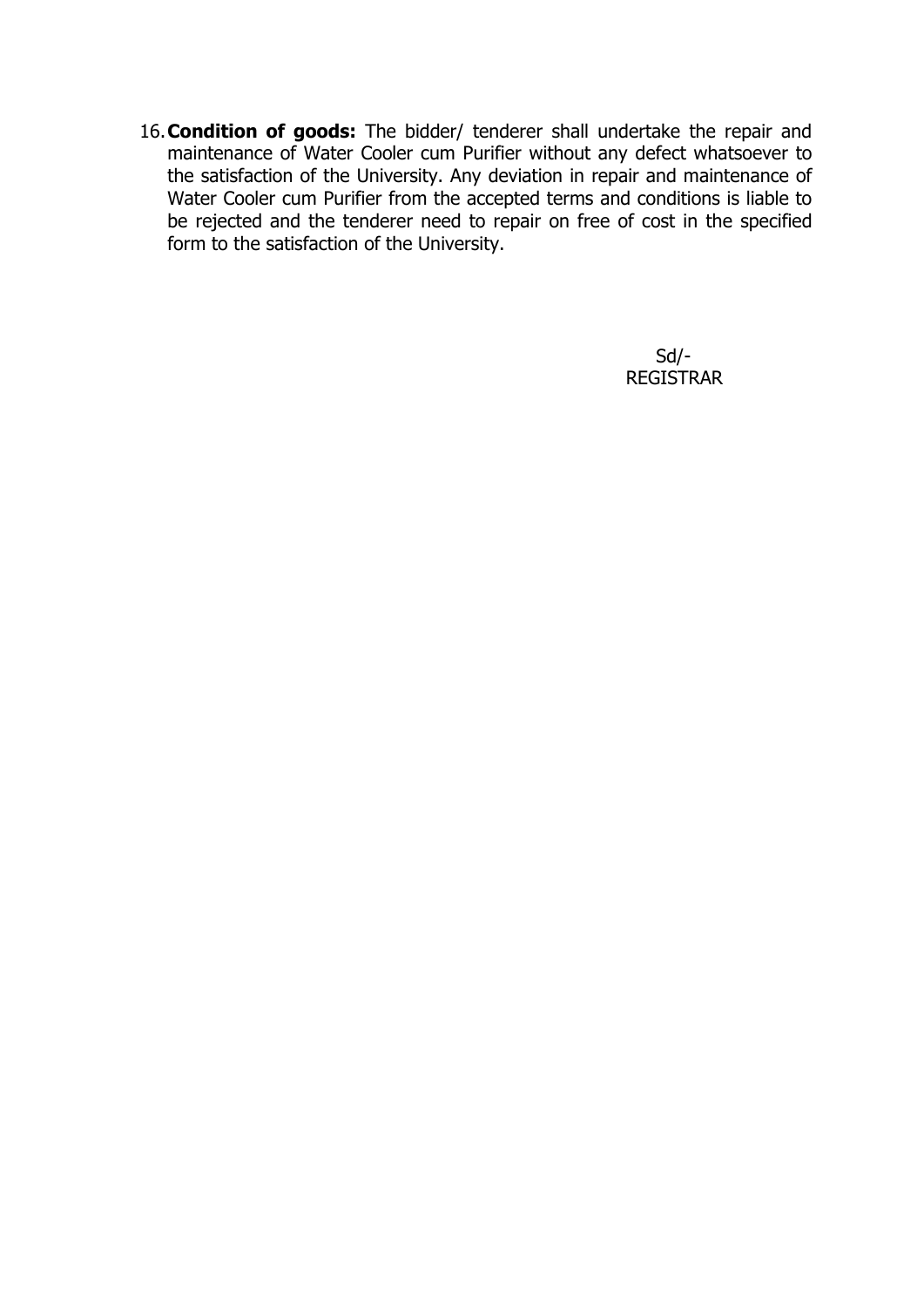16. **Condition of goods:** The bidder/ tenderer shall undertake the repair and maintenance of Water Cooler cum Purifier without any defect whatsoever to the satisfaction of the University. Any deviation in repair and maintenance of Water Cooler cum Purifier from the accepted terms and conditions is liable to be rejected and the tenderer need to repair on free of cost in the specified form to the satisfaction of the University.

Sd/-
REGISTRAR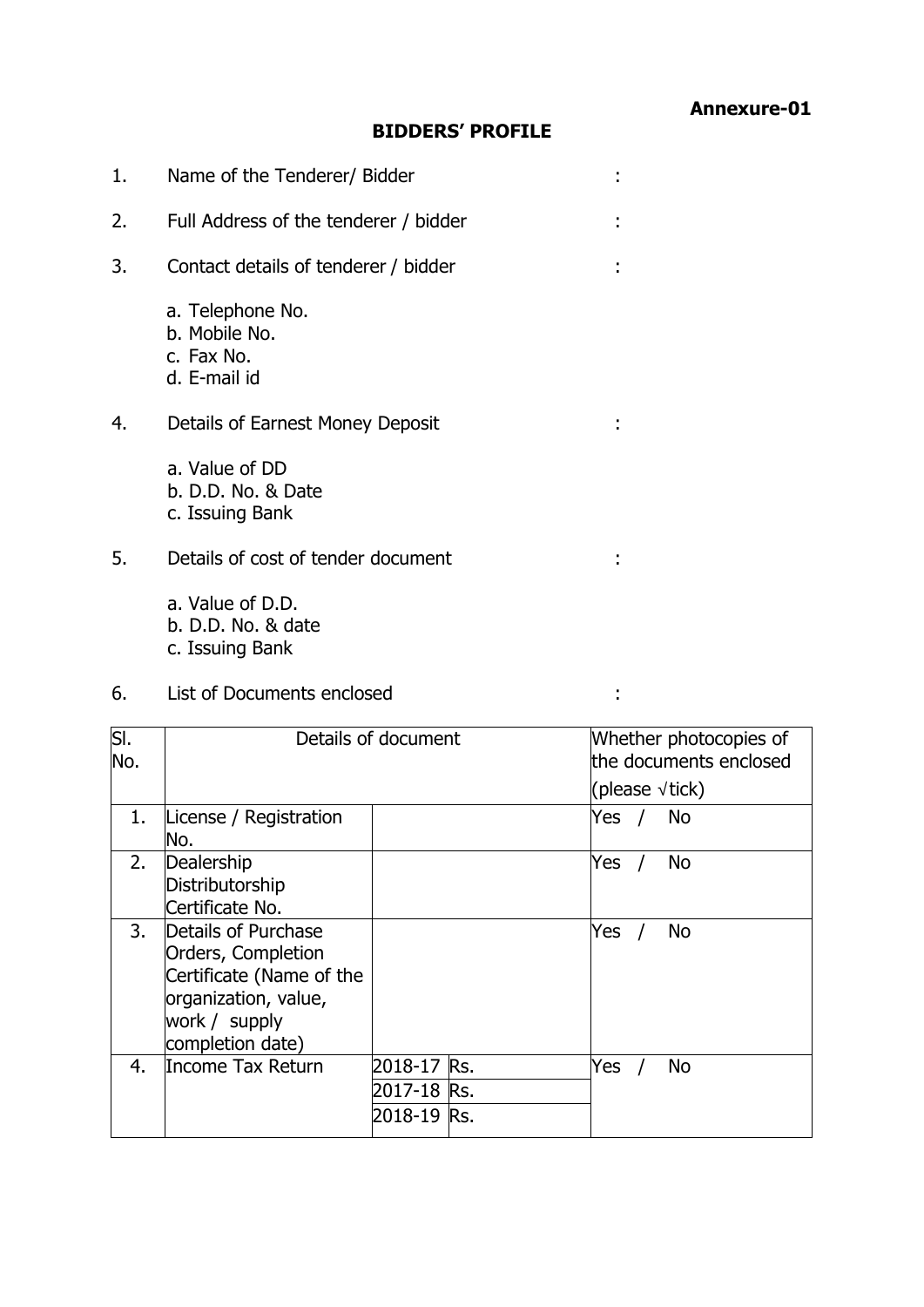**Annexure-01**

**BIDDERS' PROFILE**

1. Name of the Tenderer/ Bidder :

2. Full Address of the tenderer / bidder :

3. Contact details of tenderer / bidder :

   a. Telephone No.
   b. Mobile No.
   c. Fax No.
   d. E-mail id

4. Details of Earnest Money Deposit :

   a. Value of DD
   b. D.D. No. & Date
   c. Issuing Bank

5. Details of cost of tender document :

   a. Value of D.D.
   b. D.D. No. & date
   c. Issuing Bank

6. List of Documents enclosed :

| Sl. No. | Details of document | | | Whether photocopies of the documents enclosed (please √tick) |
|---|---|---|---|---|
| 1. | License / Registration No. | | | Yes / No |
| 2. | Dealership Distributorship Certificate No. | | | Yes / No |
| 3. | Details of Purchase Orders, Completion Certificate (Name of the organization, value, work / supply completion date) | | | Yes / No |
| 4. | Income Tax Return | 2018-17 | Rs. | Yes / No |
| | | 2017-18 | Rs. | |
| | | 2018-19 | Rs. | |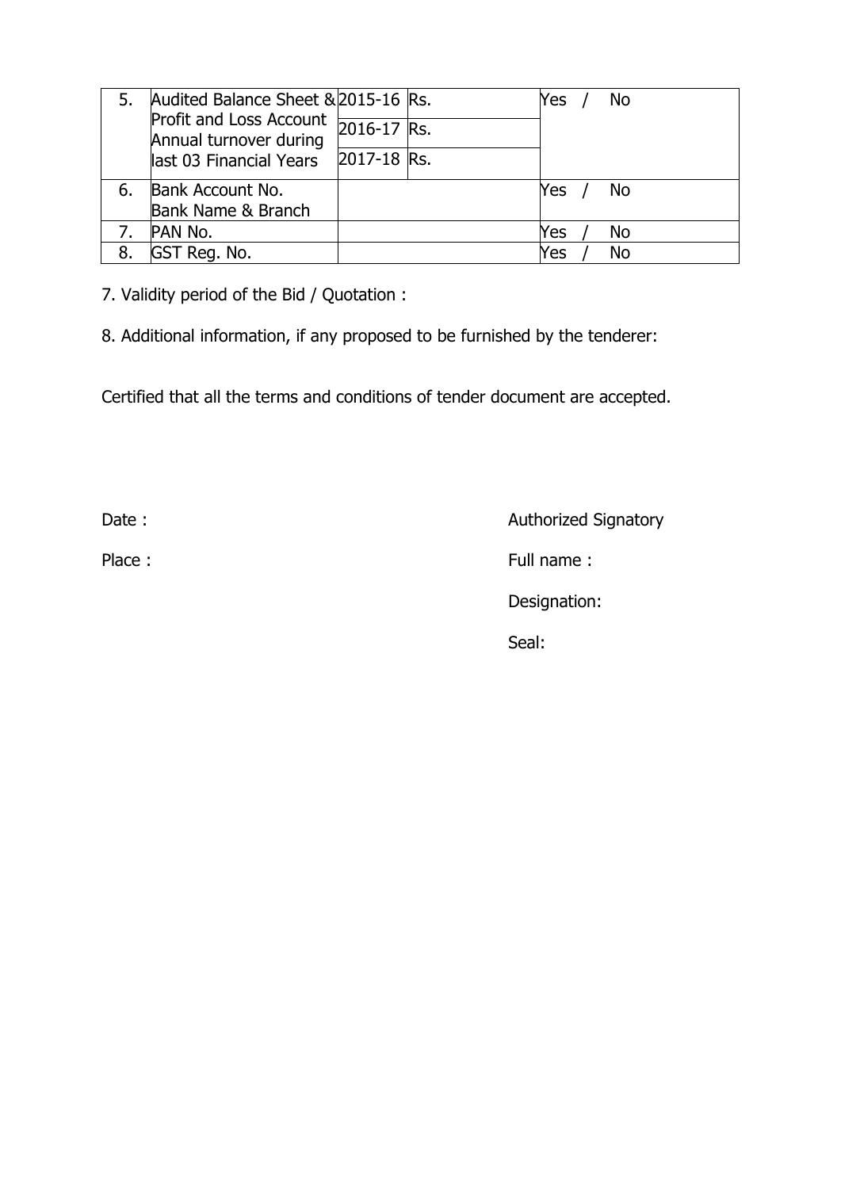| | | | | |
|---|---|---|---|---|
| 5. | Audited Balance Sheet & Profit and Loss Account Annual turnover during last 03 Financial Years | 2015-16 | Rs. | Yes / No |
| | | 2016-17 | Rs. | |
| | | 2017-18 | Rs. | |
| 6. | Bank Account No. Bank Name & Branch | | | Yes / No |
| 7. | PAN No. | | | Yes / No |
| 8. | GST Reg. No. | | | Yes / No |

7. Validity period of the Bid / Quotation :

8. Additional information, if any proposed to be furnished by the tenderer:

Certified that all the terms and conditions of tender document are accepted.

Date :

Place :

Authorized Signatory

Full name :

Designation:

Seal: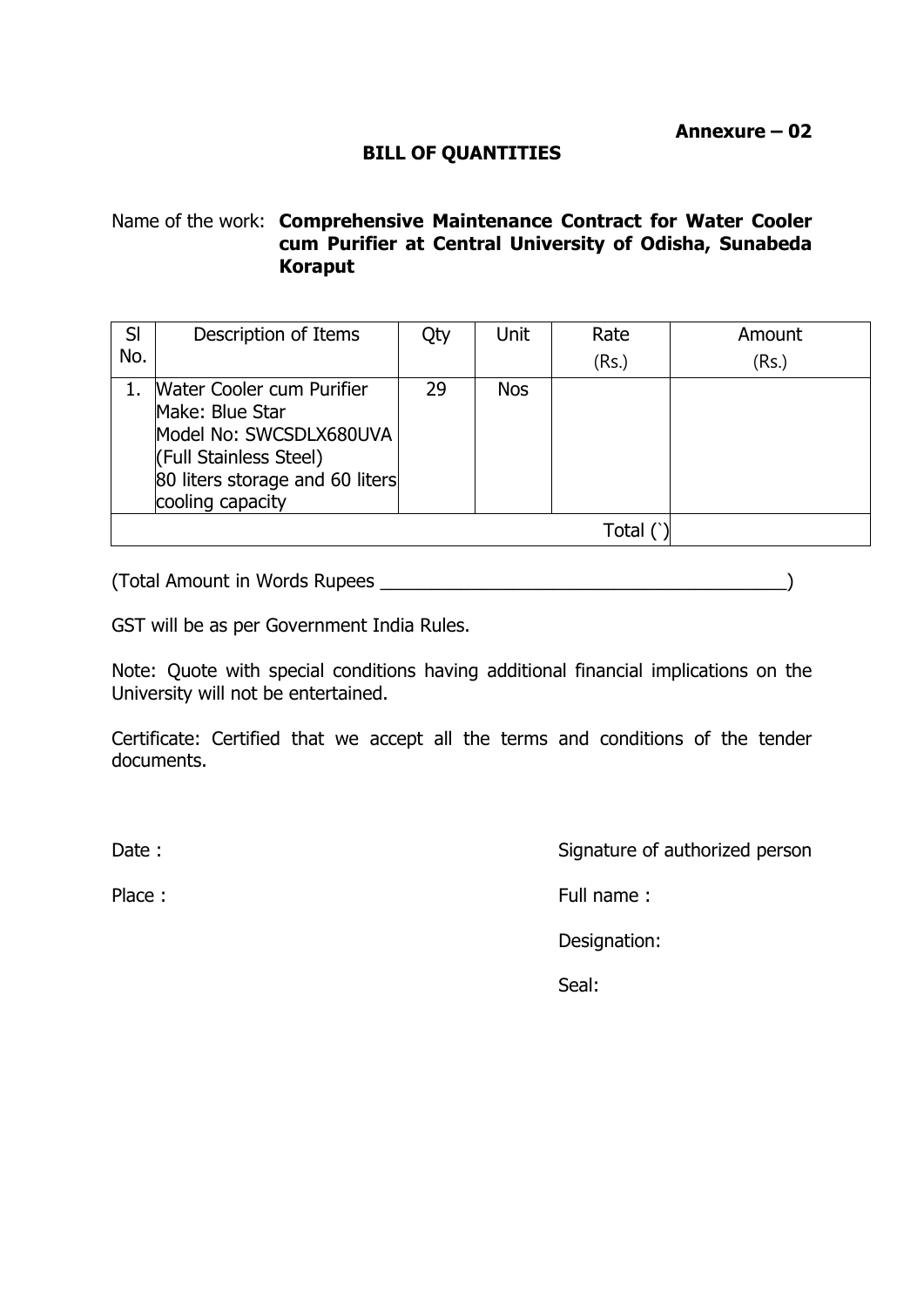**Annexure – 02**

## BILL OF QUANTITIES

Name of the work: **Comprehensive Maintenance Contract for Water Cooler cum Purifier at Central University of Odisha, Sunabeda Koraput**

| Sl No. | Description of Items | Qty | Unit | Rate (Rs.) | Amount (Rs.) |
|---|---|---|---|---|---|
| 1. | Water Cooler cum Purifier<br>Make: Blue Star<br>Model No: SWCSDLX680UVA<br>(Full Stainless Steel)<br>80 liters storage and 60 liters cooling capacity | 29 | Nos | | |
| | | | | Total (`) | |

(Total Amount in Words Rupees ________________________________________)

GST will be as per Government India Rules.

Note: Quote with special conditions having additional financial implications on the University will not be entertained.

Certificate: Certified that we accept all the terms and conditions of the tender documents.

Date :

Place :

Signature of authorized person

Full name :

Designation:

Seal: